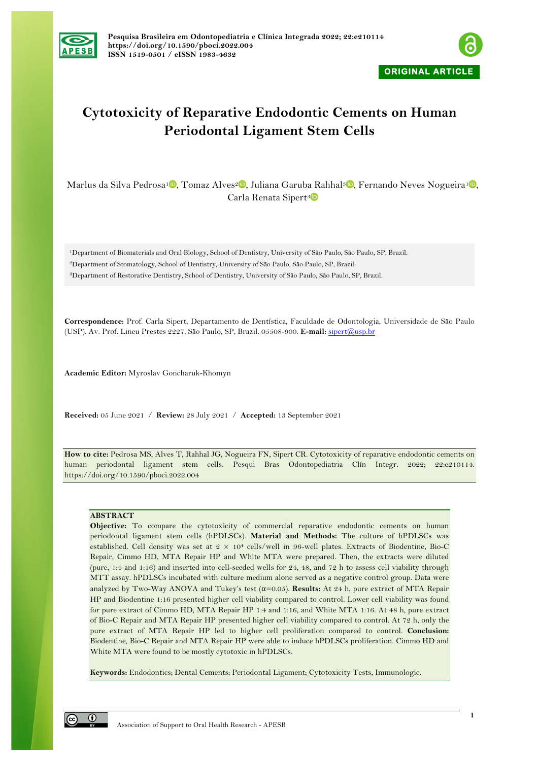Pesquisa Brasileira em Odontopediatria e Clínica Integrada 2022; 22:e210114
https://doi.org/10.1590/pboci.2022.004
ISSN 1519-0501 / eISSN 1983-4632

ORIGINAL ARTICLE

# Cytotoxicity of Reparative Endodontic Cements on Human Periodontal Ligament Stem Cells

Marlus da Silva Pedrosa[1], Tomaz Alves[2], Juliana Garuba Rahhal[3], Fernando Neves Nogueira[1], Carla Renata Sipert[3]

[1]Department of Biomaterials and Oral Biology, School of Dentistry, University of São Paulo, São Paulo, SP, Brazil.
[2]Department of Stomatology, School of Dentistry, University of São Paulo, São Paulo, SP, Brazil.
[3]Department of Restorative Dentistry, School of Dentistry, University of São Paulo, São Paulo, SP, Brazil.

**Correspondence:** Prof. Carla Sipert, Departamento de Dentística, Faculdade de Odontologia, Universidade de São Paulo (USP). Av. Prof. Lineu Prestes 2227, São Paulo, SP, Brazil. 05508-900. **E-mail:** sipert@usp.br

**Academic Editor:** Myroslav Goncharuk-Khomyn

**Received:** 05 June 2021 / **Review:** 28 July 2021 / **Accepted:** 13 September 2021

**How to cite:** Pedrosa MS, Alves T, Rahhal JG, Nogueira FN, Sipert CR. Cytotoxicity of reparative endodontic cements on human periodontal ligament stem cells. Pesqui Bras Odontopediatria Clín Integr. 2022; 22:e210114. https://doi.org/10.1590/pboci.2022.004

## ABSTRACT

**Objective:** To compare the cytotoxicity of commercial reparative endodontic cements on human periodontal ligament stem cells (hPDLSCs). **Material and Methods:** The culture of hPDLSCs was established. Cell density was set at $2 \times 10^4$ cells/well in 96-well plates. Extracts of Biodentine, Bio-C Repair, Cimmo HD, MTA Repair HP and White MTA were prepared. Then, the extracts were diluted (pure, 1:4 and 1:16) and inserted into cell-seeded wells for 24, 48, and 72 h to assess cell viability through MTT assay. hPDLSCs incubated with culture medium alone served as a negative control group. Data were analyzed by Two-Way ANOVA and Tukey's test ($\alpha$=0.05). **Results:** At 24 h, pure extract of MTA Repair HP and Biodentine 1:16 presented higher cell viability compared to control. Lower cell viability was found for pure extract of Cimmo HD, MTA Repair HP 1:4 and 1:16, and White MTA 1:16. At 48 h, pure extract of Bio-C Repair and MTA Repair HP presented higher cell viability compared to control. At 72 h, only the pure extract of MTA Repair HP led to higher cell proliferation compared to control. **Conclusion:** Biodentine, Bio-C Repair and MTA Repair HP were able to induce hPDLSCs proliferation. Cimmo HD and White MTA were found to be mostly cytotoxic in hPDLSCs.

**Keywords:** Endodontics; Dental Cements; Periodontal Ligament; Cytotoxicity Tests, Immunologic.

Association of Support to Oral Health Research - APESB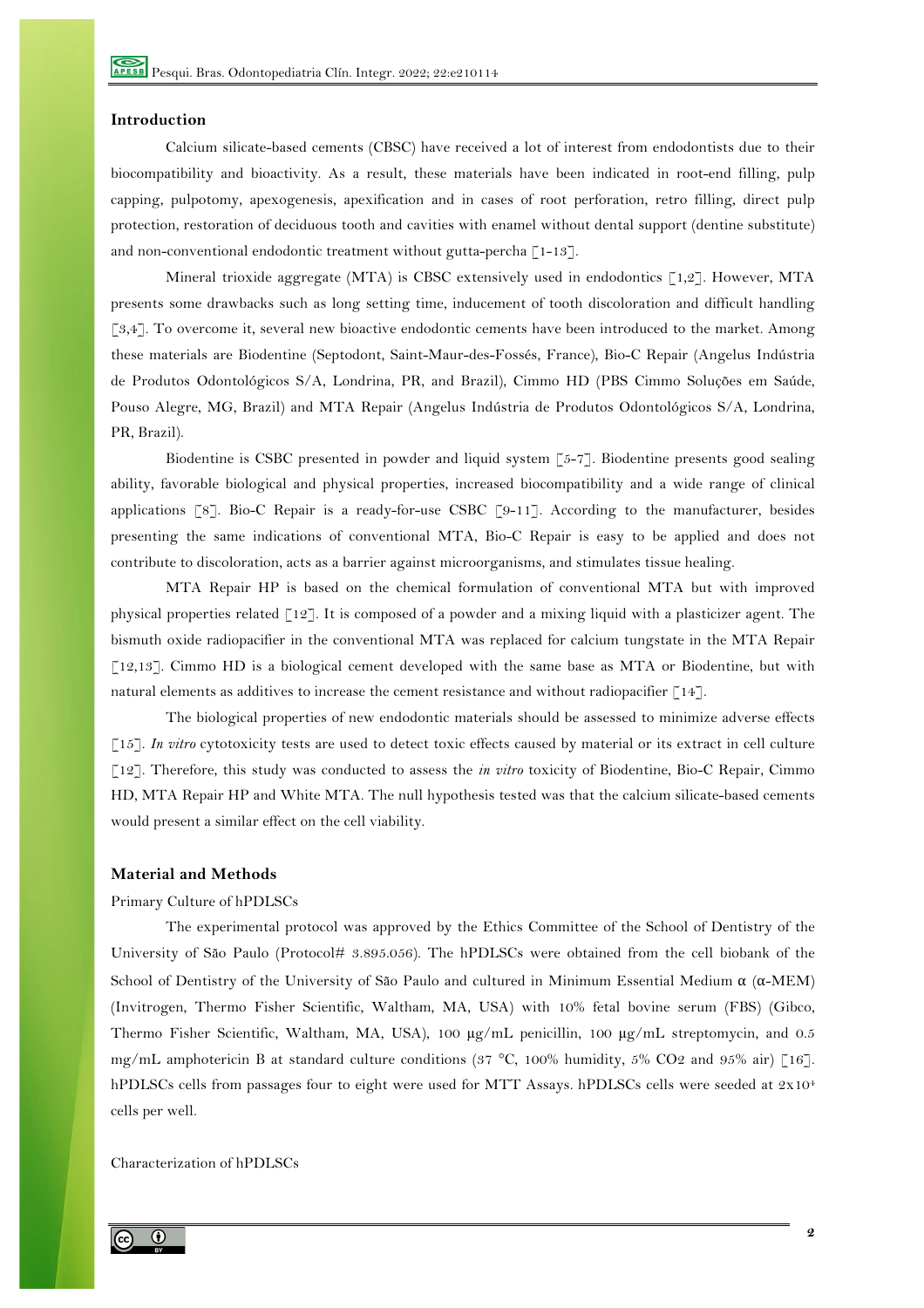## Introduction

Calcium silicate-based cements (CBSC) have received a lot of interest from endodontists due to their biocompatibility and bioactivity. As a result, these materials have been indicated in root-end filling, pulp capping, pulpotomy, apexogenesis, apexification and in cases of root perforation, retro filling, direct pulp protection, restoration of deciduous tooth and cavities with enamel without dental support (dentine substitute) and non-conventional endodontic treatment without gutta-percha [1-13].

Mineral trioxide aggregate (MTA) is CBSC extensively used in endodontics [1,2]. However, MTA presents some drawbacks such as long setting time, inducement of tooth discoloration and difficult handling [3,4]. To overcome it, several new bioactive endodontic cements have been introduced to the market. Among these materials are Biodentine (Septodont, Saint-Maur-des-Fossés, France), Bio-C Repair (Angelus Indústria de Produtos Odontológicos S/A, Londrina, PR, and Brazil), Cimmo HD (PBS Cimmo Soluções em Saúde, Pouso Alegre, MG, Brazil) and MTA Repair (Angelus Indústria de Produtos Odontológicos S/A, Londrina, PR, Brazil).

Biodentine is CSBC presented in powder and liquid system [5-7]. Biodentine presents good sealing ability, favorable biological and physical properties, increased biocompatibility and a wide range of clinical applications [8]. Bio-C Repair is a ready-for-use CSBC [9-11]. According to the manufacturer, besides presenting the same indications of conventional MTA, Bio-C Repair is easy to be applied and does not contribute to discoloration, acts as a barrier against microorganisms, and stimulates tissue healing.

MTA Repair HP is based on the chemical formulation of conventional MTA but with improved physical properties related [12]. It is composed of a powder and a mixing liquid with a plasticizer agent. The bismuth oxide radiopacifier in the conventional MTA was replaced for calcium tungstate in the MTA Repair [12,13]. Cimmo HD is a biological cement developed with the same base as MTA or Biodentine, but with natural elements as additives to increase the cement resistance and without radiopacifier [14].

The biological properties of new endodontic materials should be assessed to minimize adverse effects [15]. *In vitro* cytotoxicity tests are used to detect toxic effects caused by material or its extract in cell culture [12]. Therefore, this study was conducted to assess the *in vitro* toxicity of Biodentine, Bio-C Repair, Cimmo HD, MTA Repair HP and White MTA. The null hypothesis tested was that the calcium silicate-based cements would present a similar effect on the cell viability.

## Material and Methods

### Primary Culture of hPDLSCs

The experimental protocol was approved by the Ethics Committee of the School of Dentistry of the University of São Paulo (Protocol# 3.895.056). The hPDLSCs were obtained from the cell biobank of the School of Dentistry of the University of São Paulo and cultured in Minimum Essential Medium α (α-MEM) (Invitrogen, Thermo Fisher Scientific, Waltham, MA, USA) with 10% fetal bovine serum (FBS) (Gibco, Thermo Fisher Scientific, Waltham, MA, USA), 100 μg/mL penicillin, 100 μg/mL streptomycin, and 0.5 mg/mL amphotericin B at standard culture conditions (37 °C, 100% humidity, 5% $CO_2$ and 95% air) [16]. hPDLSCs cells from passages four to eight were used for MTT Assays. hPDLSCs cells were seeded at $2 \times 10^4$ cells per well.

### Characterization of hPDLSCs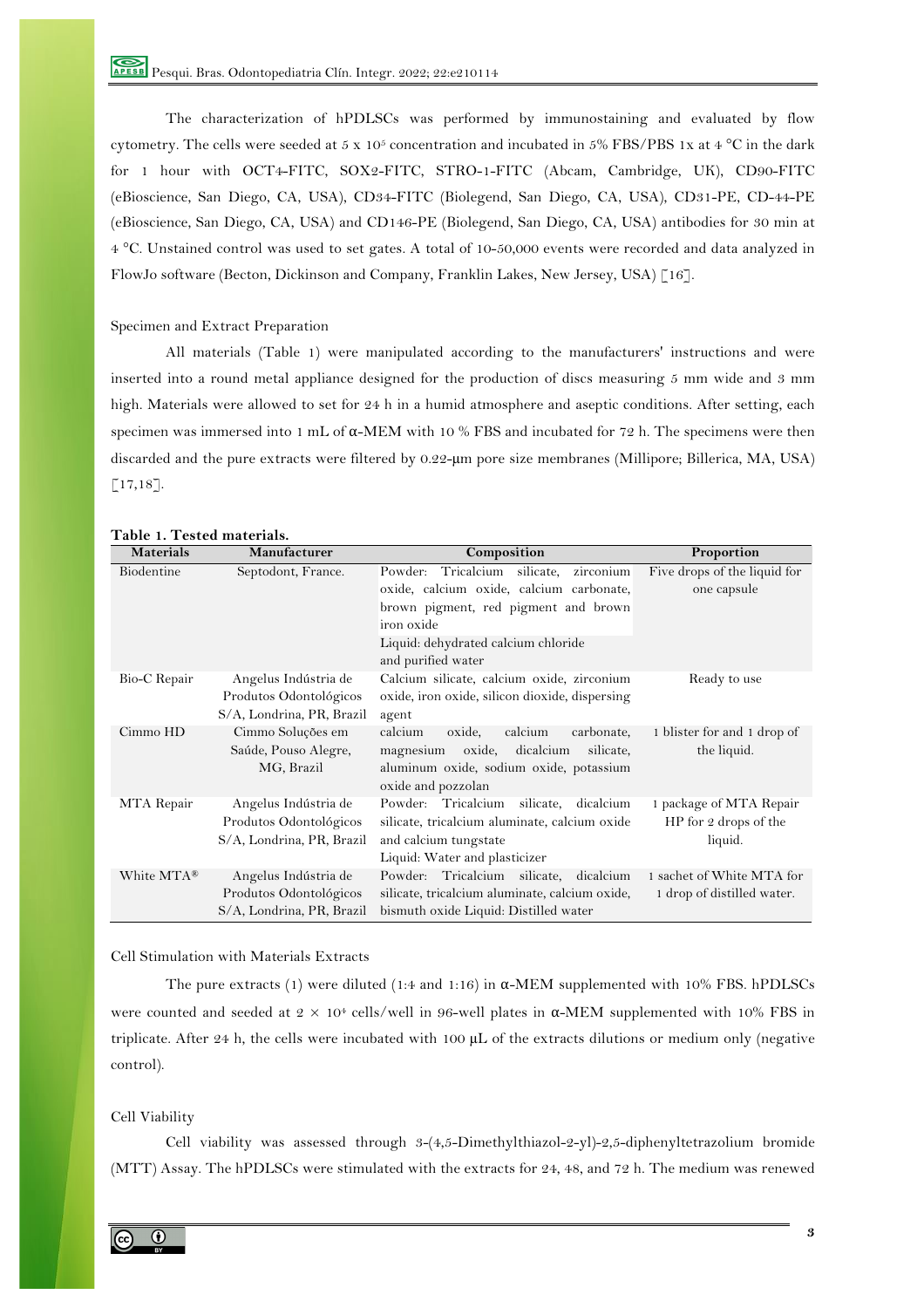The characterization of hPDLSCs was performed by immunostaining and evaluated by flow cytometry. The cells were seeded at 5 x $10^5$ concentration and incubated in 5% FBS/PBS 1x at 4 °C in the dark for 1 hour with OCT4-FITC, SOX2-FITC, STRO-1-FITC (Abcam, Cambridge, UK), CD90-FITC (eBioscience, San Diego, CA, USA), CD34-FITC (Biolegend, San Diego, CA, USA), CD31-PE, CD-44-PE (eBioscience, San Diego, CA, USA) and CD146-PE (Biolegend, San Diego, CA, USA) antibodies for 30 min at 4 °C. Unstained control was used to set gates. A total of 10-50,000 events were recorded and data analyzed in FlowJo software (Becton, Dickinson and Company, Franklin Lakes, New Jersey, USA) [16].

### Specimen and Extract Preparation

All materials (Table 1) were manipulated according to the manufacturers' instructions and were inserted into a round metal appliance designed for the production of discs measuring 5 mm wide and 3 mm high. Materials were allowed to set for 24 h in a humid atmosphere and aseptic conditions. After setting, each specimen was immersed into 1 mL of α-MEM with 10 % FBS and incubated for 72 h. The specimens were then discarded and the pure extracts were filtered by 0.22-μm pore size membranes (Millipore; Billerica, MA, USA) [17,18].

**Table 1. Tested materials.**

| Materials | Manufacturer | Composition | Proportion |
|---|---|---|---|
| Biodentine | Septodont, France. | Powder: Tricalcium silicate, zirconium oxide, calcium oxide, calcium carbonate, brown pigment, red pigment and brown iron oxide<br>Liquid: dehydrated calcium chloride and purified water | Five drops of the liquid for one capsule |
| Bio-C Repair | Angelus Indústria de Produtos Odontológicos S/A, Londrina, PR, Brazil | Calcium silicate, calcium oxide, zirconium oxide, iron oxide, silicon dioxide, dispersing agent | Ready to use |
| Cimmo HD | Cimmo Soluções em Saúde, Pouso Alegre, MG, Brazil | calcium oxide, calcium carbonate, magnesium oxide, dicalcium silicate, aluminum oxide, sodium oxide, potassium oxide and pozzolan | 1 blister for and 1 drop of the liquid. |
| MTA Repair | Angelus Indústria de Produtos Odontológicos S/A, Londrina, PR, Brazil | Powder: Tricalcium silicate, dicalcium silicate, tricalcium aluminate, calcium oxide and calcium tungstate<br>Liquid: Water and plasticizer | 1 package of MTA Repair HP for 2 drops of the liquid. |
| White MTA® | Angelus Indústria de Produtos Odontológicos S/A, Londrina, PR, Brazil | Powder: Tricalcium silicate, dicalcium silicate, tricalcium aluminate, calcium oxide, bismuth oxide Liquid: Distilled water | 1 sachet of White MTA for 1 drop of distilled water. |

### Cell Stimulation with Materials Extracts

The pure extracts (1) were diluted (1:4 and 1:16) in α-MEM supplemented with 10% FBS. hPDLSCs were counted and seeded at $2 \times 10^4$ cells/well in 96-well plates in α-MEM supplemented with 10% FBS in triplicate. After 24 h, the cells were incubated with 100 μL of the extracts dilutions or medium only (negative control).

### Cell Viability

Cell viability was assessed through 3-(4,5-Dimethylthiazol-2-yl)-2,5-diphenyltetrazolium bromide (MTT) Assay. The hPDLSCs were stimulated with the extracts for 24, 48, and 72 h. The medium was renewed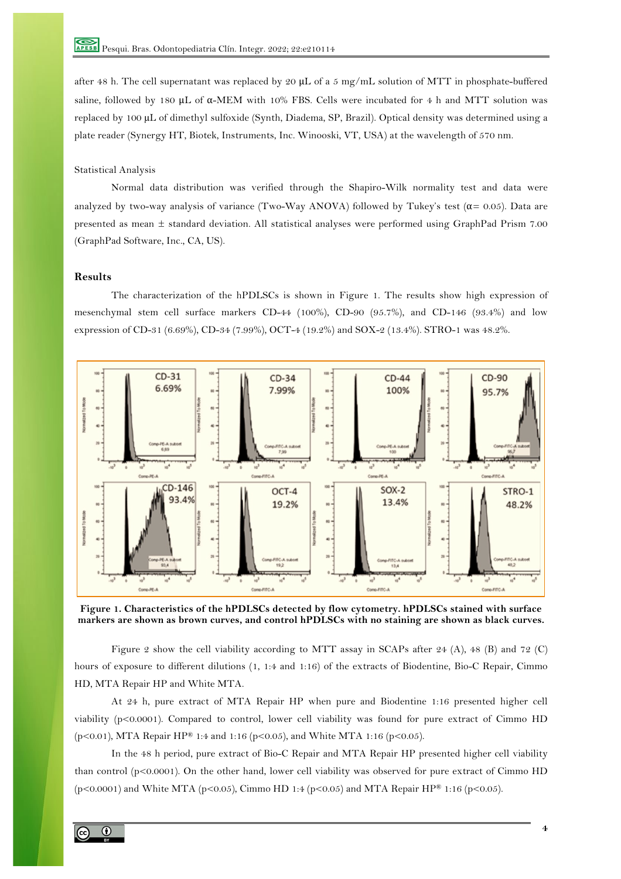after 48 h. The cell supernatant was replaced by 20 μL of a 5 mg/mL solution of MTT in phosphate-buffered saline, followed by 180 μL of α-MEM with 10% FBS. Cells were incubated for 4 h and MTT solution was replaced by 100 μL of dimethyl sulfoxide (Synth, Diadema, SP, Brazil). Optical density was determined using a plate reader (Synergy HT, Biotek, Instruments, Inc. Winooski, VT, USA) at the wavelength of 570 nm.

Statistical Analysis

Normal data distribution was verified through the Shapiro-Wilk normality test and data were analyzed by two-way analysis of variance (Two-Way ANOVA) followed by Tukey's test ($\alpha = 0.05$). Data are presented as mean ± standard deviation. All statistical analyses were performed using GraphPad Prism 7.00 (GraphPad Software, Inc., CA, US).

## Results

The characterization of the hPDLSCs is shown in Figure 1. The results show high expression of mesenchymal stem cell surface markers CD-44 (100%), CD-90 (95.7%), and CD-146 (93.4%) and low expression of CD-31 (6.69%), CD-34 (7.99%), OCT-4 (19.2%) and SOX-2 (13.4%). STRO-1 was 48.2%.

**Figure 1. Characteristics of the hPDLSCs detected by flow cytometry. hPDLSCs stained with surface markers are shown as brown curves, and control hPDLSCs with no staining are shown as black curves.**

Figure 2 show the cell viability according to MTT assay in SCAPs after 24 (A), 48 (B) and 72 (C) hours of exposure to different dilutions (1, 1:4 and 1:16) of the extracts of Biodentine, Bio-C Repair, Cimmo HD, MTA Repair HP and White MTA.

At 24 h, pure extract of MTA Repair HP when pure and Biodentine 1:16 presented higher cell viability ($p<0.0001$). Compared to control, lower cell viability was found for pure extract of Cimmo HD ($p<0.01$), MTA Repair HP® 1:4 and 1:16 ($p<0.05$), and White MTA 1:16 ($p<0.05$).

In the 48 h period, pure extract of Bio-C Repair and MTA Repair HP presented higher cell viability than control ($p<0.0001$). On the other hand, lower cell viability was observed for pure extract of Cimmo HD ($p<0.0001$) and White MTA ($p<0.05$), Cimmo HD 1:4 ($p<0.05$) and MTA Repair HP® 1:16 ($p<0.05$).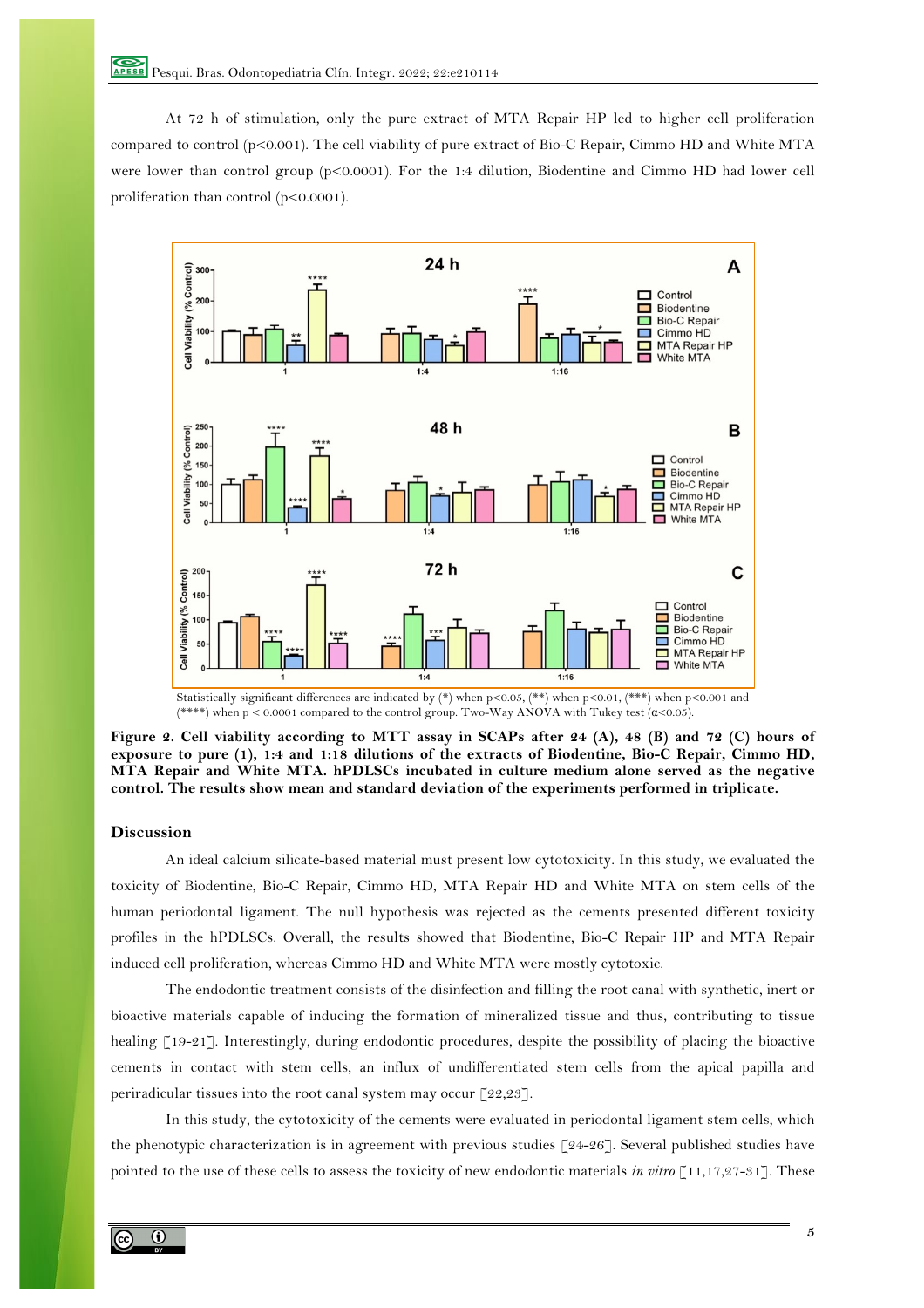At 72 h of stimulation, only the pure extract of MTA Repair HP led to higher cell proliferation compared to control ($p<0.001$). The cell viability of pure extract of Bio-C Repair, Cimmo HD and White MTA were lower than control group ($p<0.0001$). For the 1:4 dilution, Biodentine and Cimmo HD had lower cell proliferation than control ($p<0.0001$).

Statistically significant differences are indicated by (*) when $p<0.05$, (**) when $p<0.01$, (***) when $p<0.001$ and (****) when $p < 0.0001$ compared to the control group. Two-Way ANOVA with Tukey test ($\alpha<0.05$).

**Figure 2. Cell viability according to MTT assay in SCAPs after 24 (A), 48 (B) and 72 (C) hours of exposure to pure (1), 1:4 and 1:18 dilutions of the extracts of Biodentine, Bio-C Repair, Cimmo HD, MTA Repair and White MTA. hPDLSCs incubated in culture medium alone served as the negative control. The results show mean and standard deviation of the experiments performed in triplicate.**

## Discussion

An ideal calcium silicate-based material must present low cytotoxicity. In this study, we evaluated the toxicity of Biodentine, Bio-C Repair, Cimmo HD, MTA Repair HD and White MTA on stem cells of the human periodontal ligament. The null hypothesis was rejected as the cements presented different toxicity profiles in the hPDLSCs. Overall, the results showed that Biodentine, Bio-C Repair HP and MTA Repair induced cell proliferation, whereas Cimmo HD and White MTA were mostly cytotoxic.

The endodontic treatment consists of the disinfection and filling the root canal with synthetic, inert or bioactive materials capable of inducing the formation of mineralized tissue and thus, contributing to tissue healing [19-21]. Interestingly, during endodontic procedures, despite the possibility of placing the bioactive cements in contact with stem cells, an influx of undifferentiated stem cells from the apical papilla and periradicular tissues into the root canal system may occur [22,23].

In this study, the cytotoxicity of the cements were evaluated in periodontal ligament stem cells, which the phenotypic characterization is in agreement with previous studies [24-26]. Several published studies have pointed to the use of these cells to assess the toxicity of new endodontic materials *in vitro* [11,17,27-31]. These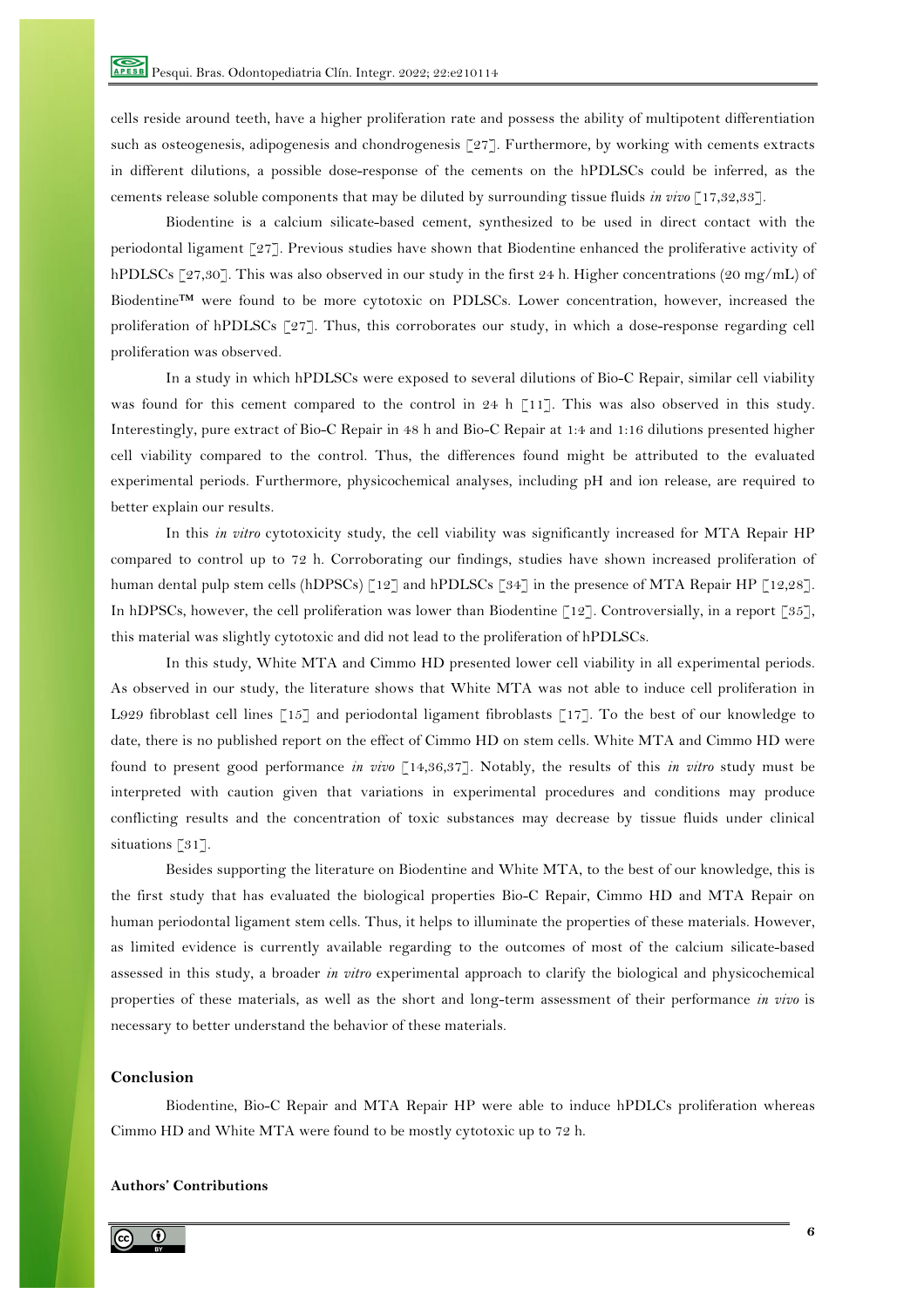cells reside around teeth, have a higher proliferation rate and possess the ability of multipotent differentiation such as osteogenesis, adipogenesis and chondrogenesis [27]. Furthermore, by working with cements extracts in different dilutions, a possible dose-response of the cements on the hPDLSCs could be inferred, as the cements release soluble components that may be diluted by surrounding tissue fluids *in vivo* [17,32,33].

Biodentine is a calcium silicate-based cement, synthesized to be used in direct contact with the periodontal ligament [27]. Previous studies have shown that Biodentine enhanced the proliferative activity of hPDLSCs [27,30]. This was also observed in our study in the first 24 h. Higher concentrations (20 mg/mL) of Biodentine™ were found to be more cytotoxic on PDLSCs. Lower concentration, however, increased the proliferation of hPDLSCs [27]. Thus, this corroborates our study, in which a dose-response regarding cell proliferation was observed.

In a study in which hPDLSCs were exposed to several dilutions of Bio-C Repair, similar cell viability was found for this cement compared to the control in 24 h [11]. This was also observed in this study. Interestingly, pure extract of Bio-C Repair in 48 h and Bio-C Repair at 1:4 and 1:16 dilutions presented higher cell viability compared to the control. Thus, the differences found might be attributed to the evaluated experimental periods. Furthermore, physicochemical analyses, including pH and ion release, are required to better explain our results.

In this *in vitro* cytotoxicity study, the cell viability was significantly increased for MTA Repair HP compared to control up to 72 h. Corroborating our findings, studies have shown increased proliferation of human dental pulp stem cells (hDPSCs) [12] and hPDLSCs [34] in the presence of MTA Repair HP [12,28]. In hDPSCs, however, the cell proliferation was lower than Biodentine [12]. Controversially, in a report [35], this material was slightly cytotoxic and did not lead to the proliferation of hPDLSCs.

In this study, White MTA and Cimmo HD presented lower cell viability in all experimental periods. As observed in our study, the literature shows that White MTA was not able to induce cell proliferation in L929 fibroblast cell lines [15] and periodontal ligament fibroblasts [17]. To the best of our knowledge to date, there is no published report on the effect of Cimmo HD on stem cells. White MTA and Cimmo HD were found to present good performance *in vivo* [14,36,37]. Notably, the results of this *in vitro* study must be interpreted with caution given that variations in experimental procedures and conditions may produce conflicting results and the concentration of toxic substances may decrease by tissue fluids under clinical situations [31].

Besides supporting the literature on Biodentine and White MTA, to the best of our knowledge, this is the first study that has evaluated the biological properties Bio-C Repair, Cimmo HD and MTA Repair on human periodontal ligament stem cells. Thus, it helps to illuminate the properties of these materials. However, as limited evidence is currently available regarding to the outcomes of most of the calcium silicate-based assessed in this study, a broader *in vitro* experimental approach to clarify the biological and physicochemical properties of these materials, as well as the short and long-term assessment of their performance *in vivo* is necessary to better understand the behavior of these materials.

## Conclusion

Biodentine, Bio-C Repair and MTA Repair HP were able to induce hPDLCs proliferation whereas Cimmo HD and White MTA were found to be mostly cytotoxic up to 72 h.

## Authors' Contributions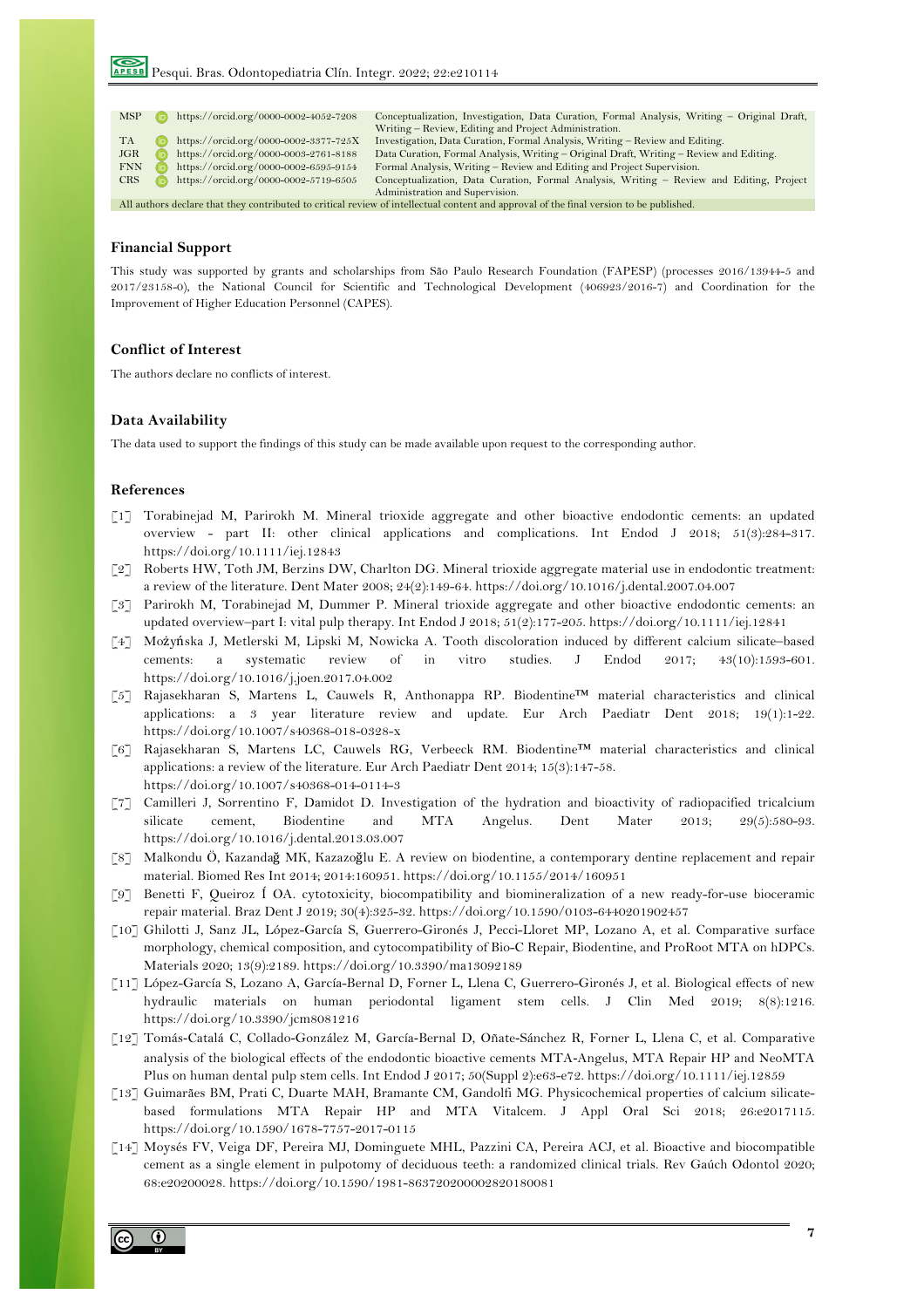| | | |
|---|---|---|
| MSP | https://orcid.org/0000-0002-4052-7208 | Conceptualization, Investigation, Data Curation, Formal Analysis, Writing – Original Draft, Writing – Review, Editing and Project Administration. |
| TA | https://orcid.org/0000-0002-3377-725X | Investigation, Data Curation, Formal Analysis, Writing – Review and Editing. |
| JGR | https://orcid.org/0000-0003-2761-8188 | Data Curation, Formal Analysis, Writing – Original Draft, Writing – Review and Editing. |
| FNN | https://orcid.org/0000-0002-6595-9154 | Formal Analysis, Writing – Review and Editing and Project Supervision. |
| CRS | https://orcid.org/0000-0002-5719-6505 | Conceptualization, Data Curation, Formal Analysis, Writing – Review and Editing, Project Administration and Supervision. |

All authors declare that they contributed to critical review of intellectual content and approval of the final version to be published.

## Financial Support

This study was supported by grants and scholarships from São Paulo Research Foundation (FAPESP) (processes 2016/13944-5 and 2017/23158-0), the National Council for Scientific and Technological Development (406923/2016-7) and Coordination for the Improvement of Higher Education Personnel (CAPES).

## Conflict of Interest

The authors declare no conflicts of interest.

## Data Availability

The data used to support the findings of this study can be made available upon request to the corresponding author.

## References

[1] Torabinejad M, Parirokh M. Mineral trioxide aggregate and other bioactive endodontic cements: an updated overview - part II: other clinical applications and complications. Int Endod J 2018; 51(3):284-317. https://doi.org/10.1111/iej.12843

[2] Roberts HW, Toth JM, Berzins DW, Charlton DG. Mineral trioxide aggregate material use in endodontic treatment: a review of the literature. Dent Mater 2008; 24(2):149-64. https://doi.org/10.1016/j.dental.2007.04.007

[3] Parirokh M, Torabinejad M, Dummer P. Mineral trioxide aggregate and other bioactive endodontic cements: an updated overview–part I: vital pulp therapy. Int Endod J 2018; 51(2):177-205. https://doi.org/10.1111/iej.12841

[4] Możyńska J, Metlerski M, Lipski M, Nowicka A. Tooth discoloration induced by different calcium silicate–based cements: a systematic review of in vitro studies. J Endod 2017; 43(10):1593-601. https://doi.org/10.1016/j.joen.2017.04.002

[5] Rajasekharan S, Martens L, Cauwels R, Anthonappa RP. Biodentine™ material characteristics and clinical applications: a 3 year literature review and update. Eur Arch Paediatr Dent 2018; 19(1):1-22. https://doi.org/10.1007/s40368-018-0328-x

[6] Rajasekharan S, Martens LC, Cauwels RG, Verbeeck RM. Biodentine™ material characteristics and clinical applications: a review of the literature. Eur Arch Paediatr Dent 2014; 15(3):147-58. https://doi.org/10.1007/s40368-014-0114-3

[7] Camilleri J, Sorrentino F, Damidot D. Investigation of the hydration and bioactivity of radiopacified tricalcium silicate cement, Biodentine and MTA Angelus. Dent Mater 2013; 29(5):580-93. https://doi.org/10.1016/j.dental.2013.03.007

[8] Malkondu Ö, Kazandağ MK, Kazazoğlu E. A review on biodentine, a contemporary dentine replacement and repair material. Biomed Res Int 2014; 2014:160951. https://doi.org/10.1155/2014/160951

[9] Benetti F, Queiroz Í OA. cytotoxicity, biocompatibility and biomineralization of a new ready-for-use bioceramic repair material. Braz Dent J 2019; 30(4):325-32. https://doi.org/10.1590/0103-6440201902457

[10] Ghilotti J, Sanz JL, López-García S, Guerrero-Gironés J, Pecci-Lloret MP, Lozano A, et al. Comparative surface morphology, chemical composition, and cytocompatibility of Bio-C Repair, Biodentine, and ProRoot MTA on hDPCs. Materials 2020; 13(9):2189. https://doi.org/10.3390/ma13092189

[11] López-García S, Lozano A, García-Bernal D, Forner L, Llena C, Guerrero-Gironés J, et al. Biological effects of new hydraulic materials on human periodontal ligament stem cells. J Clin Med 2019; 8(8):1216. https://doi.org/10.3390/jcm8081216

[12] Tomás-Catalá C, Collado-González M, García-Bernal D, Oñate-Sánchez R, Forner L, Llena C, et al. Comparative analysis of the biological effects of the endodontic bioactive cements MTA-Angelus, MTA Repair HP and NeoMTA Plus on human dental pulp stem cells. Int Endod J 2017; 50(Suppl 2):e63-e72. https://doi.org/10.1111/iej.12859

[13] Guimarães BM, Prati C, Duarte MAH, Bramante CM, Gandolfi MG. Physicochemical properties of calcium silicate-based formulations MTA Repair HP and MTA Vitalcem. J Appl Oral Sci 2018; 26:e2017115. https://doi.org/10.1590/1678-7757-2017-0115

[14] Moysés FV, Veiga DF, Pereira MJ, Dominguete MHL, Pazzini CA, Pereira ACJ, et al. Bioactive and biocompatible cement as a single element in pulpotomy of deciduous teeth: a randomized clinical trials. Rev Gaúch Odontol 2020; 68:e20200028. https://doi.org/10.1590/1981-863720200002820180081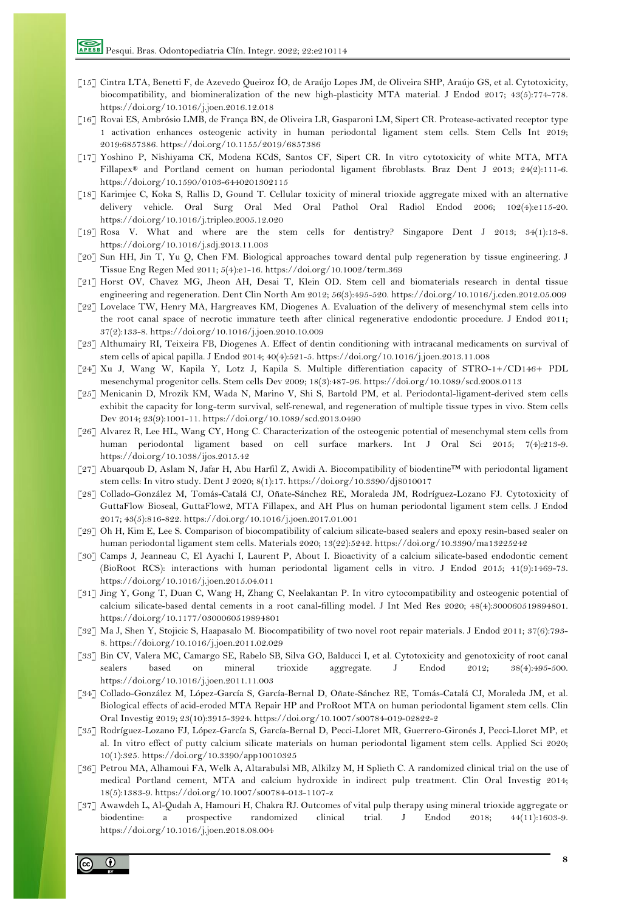[15] Cintra LTA, Benetti F, de Azevedo Queiroz ÍO, de Araújo Lopes JM, de Oliveira SHP, Araújo GS, et al. Cytotoxicity, biocompatibility, and biomineralization of the new high-plasticity MTA material. J Endod 2017; 43(5):774-778. https://doi.org/10.1016/j.joen.2016.12.018

[16] Rovai ES, Ambrósio LMB, de França BN, de Oliveira LR, Gasparoni LM, Sipert CR. Protease-activated receptor type 1 activation enhances osteogenic activity in human periodontal ligament stem cells. Stem Cells Int 2019; 2019:6857386. https://doi.org/10.1155/2019/6857386

[17] Yoshino P, Nishiyama CK, Modena KCdS, Santos CF, Sipert CR. In vitro cytotoxicity of white MTA, MTA Fillapex® and Portland cement on human periodontal ligament fibroblasts. Braz Dent J 2013; 24(2):111-6. https://doi.org/10.1590/0103-6440201302115

[18] Karimjee C, Koka S, Rallis D, Gound T. Cellular toxicity of mineral trioxide aggregate mixed with an alternative delivery vehicle. Oral Surg Oral Med Oral Pathol Oral Radiol Endod 2006; 102(4):e115-20. https://doi.org/10.1016/j.tripleo.2005.12.020

[19] Rosa V. What and where are the stem cells for dentistry? Singapore Dent J 2013; 34(1):13-8. https://doi.org/10.1016/j.sdj.2013.11.003

[20] Sun HH, Jin T, Yu Q, Chen FM. Biological approaches toward dental pulp regeneration by tissue engineering. J Tissue Eng Regen Med 2011; 5(4):e1-16. https://doi.org/10.1002/term.369

[21] Horst OV, Chavez MG, Jheon AH, Desai T, Klein OD. Stem cell and biomaterials research in dental tissue engineering and regeneration. Dent Clin North Am 2012; 56(3):495-520. https://doi.org/10.1016/j.cden.2012.05.009

[22] Lovelace TW, Henry MA, Hargreaves KM, Diogenes A. Evaluation of the delivery of mesenchymal stem cells into the root canal space of necrotic immature teeth after clinical regenerative endodontic procedure. J Endod 2011; 37(2):133-8. https://doi.org/10.1016/j.joen.2010.10.009

[23] Althumairy RI, Teixeira FB, Diogenes A. Effect of dentin conditioning with intracanal medicaments on survival of stem cells of apical papilla. J Endod 2014; 40(4):521-5. https://doi.org/10.1016/j.joen.2013.11.008

[24] Xu J, Wang W, Kapila Y, Lotz J, Kapila S. Multiple differentiation capacity of STRO-1+/CD146+ PDL mesenchymal progenitor cells. Stem cells Dev 2009; 18(3):487-96. https://doi.org/10.1089/scd.2008.0113

[25] Menicanin D, Mrozik KM, Wada N, Marino V, Shi S, Bartold PM, et al. Periodontal-ligament-derived stem cells exhibit the capacity for long-term survival, self-renewal, and regeneration of multiple tissue types in vivo. Stem cells Dev 2014; 23(9):1001-11. https://doi.org/10.1089/scd.2013.0490

[26] Alvarez R, Lee HL, Wang CY, Hong C. Characterization of the osteogenic potential of mesenchymal stem cells from human periodontal ligament based on cell surface markers. Int J Oral Sci 2015; 7(4):213-9. https://doi.org/10.1038/ijos.2015.42

[27] Abuarqoub D, Aslam N, Jafar H, Abu Harfil Z, Awidi A. Biocompatibility of biodentine™ with periodontal ligament stem cells: In vitro study. Dent J 2020; 8(1):17. https://doi.org/10.3390/dj8010017

[28] Collado-González M, Tomás-Catalá CJ, Oñate-Sánchez RE, Moraleda JM, Rodríguez-Lozano FJ. Cytotoxicity of GuttaFlow Bioseal, GuttaFlow2, MTA Fillapex, and AH Plus on human periodontal ligament stem cells. J Endod 2017; 43(5):816-822. https://doi.org/10.1016/j.joen.2017.01.001

[29] Oh H, Kim E, Lee S. Comparison of biocompatibility of calcium silicate-based sealers and epoxy resin-based sealer on human periodontal ligament stem cells. Materials 2020; 13(22):5242. https://doi.org/10.3390/ma13225242

[30] Camps J, Jeanneau C, El Ayachi I, Laurent P, About I. Bioactivity of a calcium silicate-based endodontic cement (BioRoot RCS): interactions with human periodontal ligament cells in vitro. J Endod 2015; 41(9):1469-73. https://doi.org/10.1016/j.joen.2015.04.011

[31] Jing Y, Gong T, Duan C, Wang H, Zhang C, Neelakantan P. In vitro cytocompatibility and osteogenic potential of calcium silicate-based dental cements in a root canal-filling model. J Int Med Res 2020; 48(4):300060519894801. https://doi.org/10.1177/0300060519894801

[32] Ma J, Shen Y, Stojicic S, Haapasalo M. Biocompatibility of two novel root repair materials. J Endod 2011; 37(6):793-8. https://doi.org/10.1016/j.joen.2011.02.029

[33] Bin CV, Valera MC, Camargo SE, Rabelo SB, Silva GO, Balducci I, et al. Cytotoxicity and genotoxicity of root canal sealers based on mineral trioxide aggregate. J Endod 2012; 38(4):495-500. https://doi.org/10.1016/j.joen.2011.11.003

[34] Collado-González M, López-García S, García-Bernal D, Oñate-Sánchez RE, Tomás-Catalá CJ, Moraleda JM, et al. Biological effects of acid-eroded MTA Repair HP and ProRoot MTA on human periodontal ligament stem cells. Clin Oral Investig 2019; 23(10):3915-3924. https://doi.org/10.1007/s00784-019-02822-2

[35] Rodríguez-Lozano FJ, López-García S, García-Bernal D, Pecci-Lloret MR, Guerrero-Gironés J, Pecci-Lloret MP, et al. In vitro effect of putty calcium silicate materials on human periodontal ligament stem cells. Applied Sci 2020; 10(1):325. https://doi.org/10.3390/app10010325

[36] Petrou MA, Alhamoui FA, Welk A, Altarabulsi MB, Alkilzy M, H Splieth C. A randomized clinical trial on the use of medical Portland cement, MTA and calcium hydroxide in indirect pulp treatment. Clin Oral Investig 2014; 18(5):1383-9. https://doi.org/10.1007/s00784-013-1107-z

[37] Awawdeh L, Al-Qudah A, Hamouri H, Chakra RJ. Outcomes of vital pulp therapy using mineral trioxide aggregate or biodentine: a prospective randomized clinical trial. J Endod 2018; 44(11):1603-9. https://doi.org/10.1016/j.joen.2018.08.004